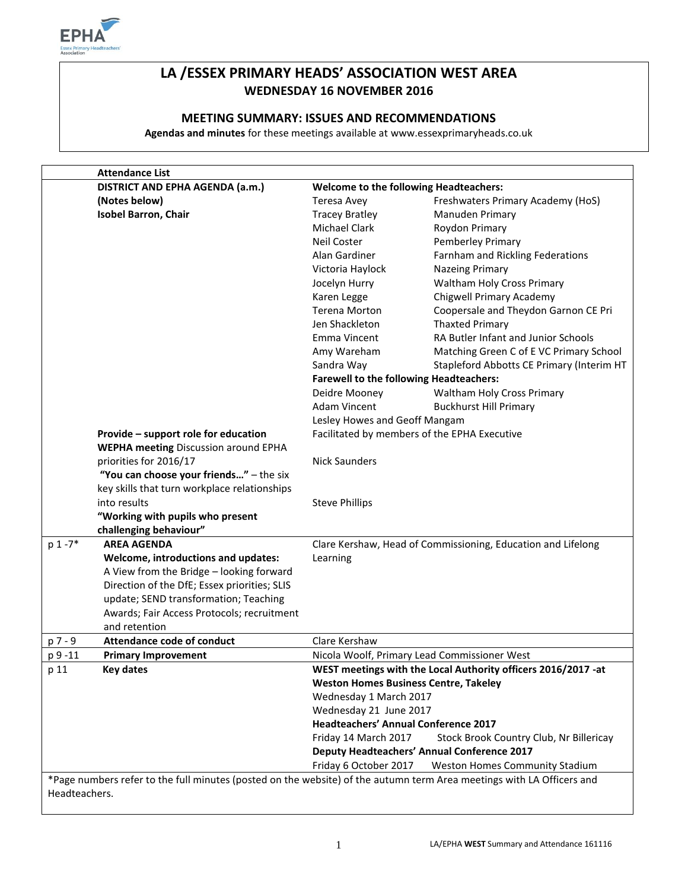# LA /ESSEX PRIMARY HEADS' ASSOCIATION WEST AREA

## WEDNESDAY 16 NOVEMBER 2016

### MEETING SUMMARY: ISSUES AND RECOMMENDATIONS

**Agendas and minutes** for these meetings available at www.essexprimaryheads.co.uk

| | **Attendance List** | | |
|---|---|---|---|
| | **DISTRICT AND EPHA AGENDA (a.m.)** | **Welcome to the following Headteachers:** | |
| | **(Notes below)** | Teresa Avey | Freshwaters Primary Academy (HoS) |
| | **Isobel Barron, Chair** | Tracey Bratley | Manuden Primary |
| | | Michael Clark | Roydon Primary |
| | | Neil Coster | Pemberley Primary |
| | | Alan Gardiner | Farnham and Rickling Federations |
| | | Victoria Haylock | Nazeing Primary |
| | | Jocelyn Hurry | Waltham Holy Cross Primary |
| | | Karen Legge | Chigwell Primary Academy |
| | | Terena Morton | Coopersale and Theydon Garnon CE Pri |
| | | Jen Shackleton | Thaxted Primary |
| | | Emma Vincent | RA Butler Infant and Junior Schools |
| | | Amy Wareham | Matching Green C of E VC Primary School |
| | | Sandra Way | Stapleford Abbotts CE Primary (Interim HT |
| | | **Farewell to the following Headteachers:** | |
| | | Deidre Mooney | Waltham Holy Cross Primary |
| | | Adam Vincent | Buckhurst Hill Primary |
| | | Lesley Howes and Geoff Mangam | |
| | **Provide – support role for education** | Facilitated by members of the EPHA Executive | |
| | **WEPHA meeting** Discussion around EPHA priorities for 2016/17 | Nick Saunders | |
| | **"You can choose your friends…"** – the six key skills that turn workplace relationships into results | Steve Phillips | |
| | **"Working with pupils who present challenging behaviour"** | | |
| p 1 -7* | **AREA AGENDA** **Welcome, introductions and updates:** A View from the Bridge – looking forward Direction of the DfE; Essex priorities; SLIS update; SEND transformation; Teaching Awards; Fair Access Protocols; recruitment and retention | Clare Kershaw, Head of Commissioning, Education and Lifelong Learning | |
| p 7 - 9 | **Attendance code of conduct** | Clare Kershaw | |
| p 9 -11 | **Primary Improvement** | Nicola Woolf, Primary Lead Commissioner West | |
| p 11 | **Key dates** | **WEST meetings with the Local Authority officers 2016/2017 -at Weston Homes Business Centre, Takeley** | |
| | | Wednesday 1 March 2017 | |
| | | Wednesday 21 June 2017 | |
| | | **Headteachers' Annual Conference 2017** | |
| | | Friday 14 March 2017 | Stock Brook Country Club, Nr Billericay |
| | | **Deputy Headteachers' Annual Conference 2017** | |
| | | Friday 6 October 2017 | Weston Homes Community Stadium |

*Page numbers refer to the full minutes (posted on the website) of the autumn term Area meetings with LA Officers and Headteachers.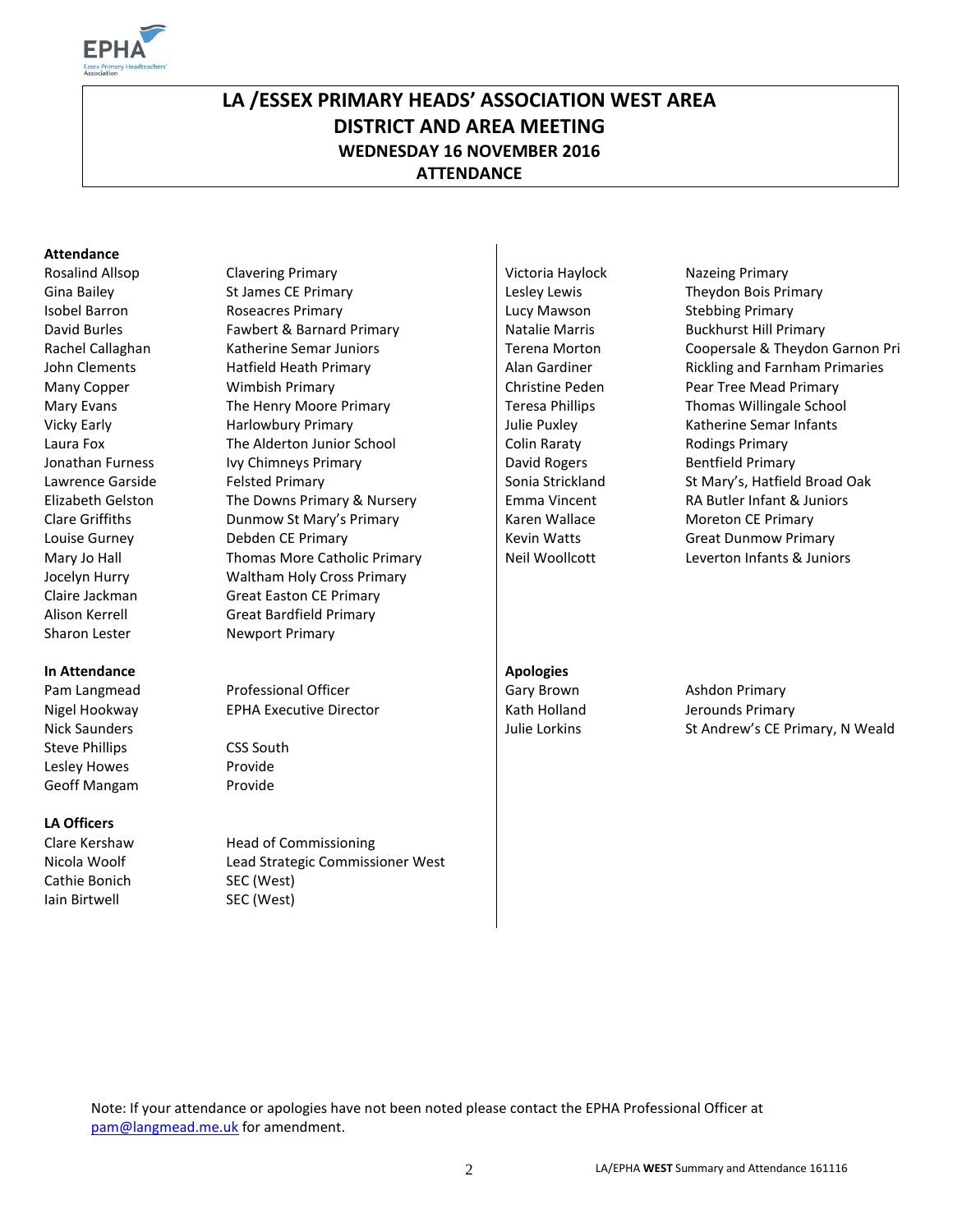# LA /ESSEX PRIMARY HEADS' ASSOCIATION WEST AREA
## DISTRICT AND AREA MEETING
### WEDNESDAY 16 NOVEMBER 2016
### ATTENDANCE

**Attendance**

| | |
|---|---|
| Rosalind Allsop | Clavering Primary |
| Gina Bailey | St James CE Primary |
| Isobel Barron | Roseacres Primary |
| David Burles | Fawbert & Barnard Primary |
| Rachel Callaghan | Katherine Semar Juniors |
| John Clements | Hatfield Heath Primary |
| Many Copper | Wimbish Primary |
| Mary Evans | The Henry Moore Primary |
| Vicky Early | Harlowbury Primary |
| Laura Fox | The Alderton Junior School |
| Jonathan Furness | Ivy Chimneys Primary |
| Lawrence Garside | Felsted Primary |
| Elizabeth Gelston | The Downs Primary & Nursery |
| Clare Griffiths | Dunmow St Mary's Primary |
| Louise Gurney | Debden CE Primary |
| Mary Jo Hall | Thomas More Catholic Primary |
| Jocelyn Hurry | Waltham Holy Cross Primary |
| Claire Jackman | Great Easton CE Primary |
| Alison Kerrell | Great Bardfield Primary |
| Sharon Lester | Newport Primary |
| Victoria Haylock | Nazeing Primary |
| Lesley Lewis | Theydon Bois Primary |
| Lucy Mawson | Stebbing Primary |
| Natalie Marris | Buckhurst Hill Primary |
| Terena Morton | Coopersale & Theydon Garnon Pri |
| Alan Gardiner | Rickling and Farnham Primaries |
| Christine Peden | Pear Tree Mead Primary |
| Teresa Phillips | Thomas Willingale School |
| Julie Puxley | Katherine Semar Infants |
| Colin Raraty | Rodings Primary |
| David Rogers | Bentfield Primary |
| Sonia Strickland | St Mary's, Hatfield Broad Oak |
| Emma Vincent | RA Butler Infant & Juniors |
| Karen Wallace | Moreton CE Primary |
| Kevin Watts | Great Dunmow Primary |
| Neil Woollcott | Leverton Infants & Juniors |

**In Attendance**

| | |
|---|---|
| Pam Langmead | Professional Officer |
| Nigel Hookway | EPHA Executive Director |
| Nick Saunders | |
| Steve Phillips | CSS South |
| Lesley Howes | Provide |
| Geoff Mangam | Provide |

**LA Officers**

| | |
|---|---|
| Clare Kershaw | Head of Commissioning |
| Nicola Woolf | Lead Strategic Commissioner West |
| Cathie Bonich | SEC (West) |
| Iain Birtwell | SEC (West) |

**Apologies**

| | |
|---|---|
| Gary Brown | Ashdon Primary |
| Kath Holland | Jerounds Primary |
| Julie Lorkins | St Andrew's CE Primary, N Weald |

Note: If your attendance or apologies have not been noted please contact the EPHA Professional Officer at pam@langmead.me.uk for amendment.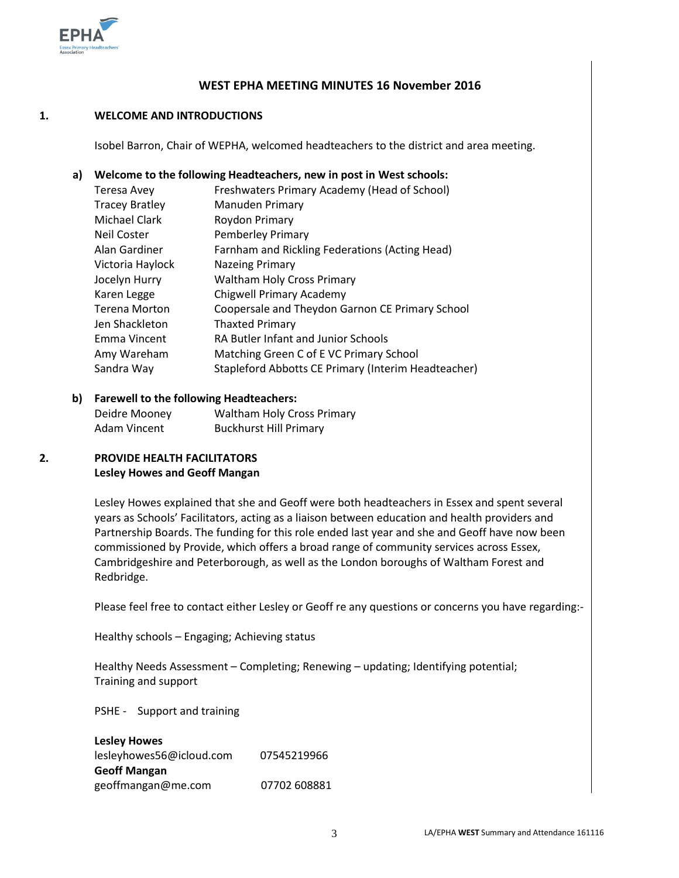# WEST EPHA MEETING MINUTES 16 November 2016

## 1. WELCOME AND INTRODUCTIONS

Isobel Barron, Chair of WEPHA, welcomed headteachers to the district and area meeting.

### a) Welcome to the following Headteachers, new in post in West schools:

| | |
|---|---|
| Teresa Avey | Freshwaters Primary Academy (Head of School) |
| Tracey Bratley | Manuden Primary |
| Michael Clark | Roydon Primary |
| Neil Coster | Pemberley Primary |
| Alan Gardiner | Farnham and Rickling Federations (Acting Head) |
| Victoria Haylock | Nazeing Primary |
| Jocelyn Hurry | Waltham Holy Cross Primary |
| Karen Legge | Chigwell Primary Academy |
| Terena Morton | Coopersale and Theydon Garnon CE Primary School |
| Jen Shackleton | Thaxted Primary |
| Emma Vincent | RA Butler Infant and Junior Schools |
| Amy Wareham | Matching Green C of E VC Primary School |
| Sandra Way | Stapleford Abbotts CE Primary (Interim Headteacher) |

### b) Farewell to the following Headteachers:

| | |
|---|---|
| Deidre Mooney | Waltham Holy Cross Primary |
| Adam Vincent | Buckhurst Hill Primary |

## 2. PROVIDE HEALTH FACILITATORS
**Lesley Howes and Geoff Mangan**

Lesley Howes explained that she and Geoff were both headteachers in Essex and spent several years as Schools' Facilitators, acting as a liaison between education and health providers and Partnership Boards. The funding for this role ended last year and she and Geoff have now been commissioned by Provide, which offers a broad range of community services across Essex, Cambridgeshire and Peterborough, as well as the London boroughs of Waltham Forest and Redbridge.

Please feel free to contact either Lesley or Geoff re any questions or concerns you have regarding:-

Healthy schools – Engaging; Achieving status

Healthy Needs Assessment – Completing; Renewing – updating; Identifying potential; Training and support

PSHE - Support and training

**Lesley Howes**
lesleyhowes56@icloud.com 07545219966
**Geoff Mangan**
geoffmangan@me.com 07702 608881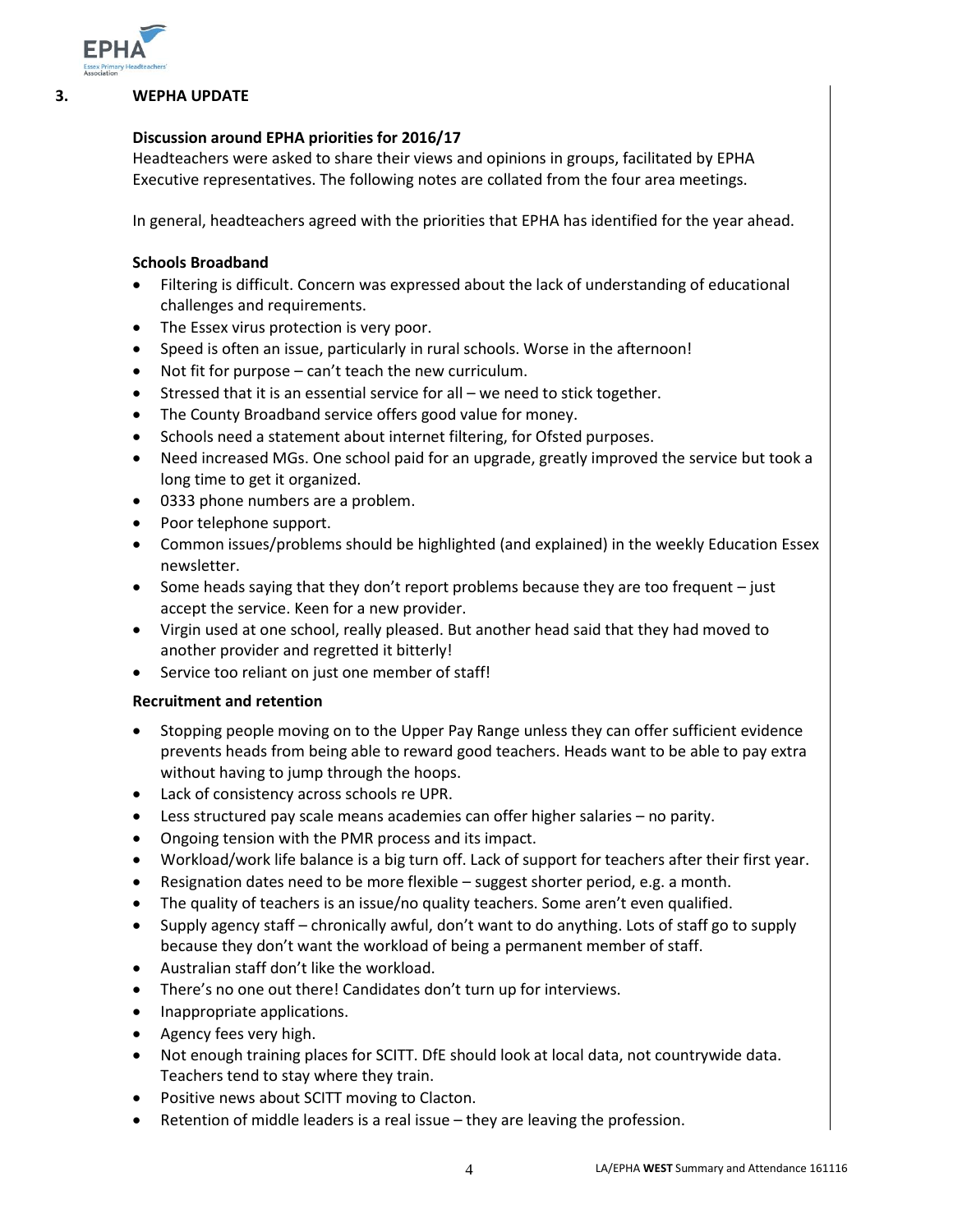## 3. WEPHA UPDATE

### Discussion around EPHA priorities for 2016/17

Headteachers were asked to share their views and opinions in groups, facilitated by EPHA Executive representatives. The following notes are collated from the four area meetings.

In general, headteachers agreed with the priorities that EPHA has identified for the year ahead.

**Schools Broadband**

- Filtering is difficult. Concern was expressed about the lack of understanding of educational challenges and requirements.
- The Essex virus protection is very poor.
- Speed is often an issue, particularly in rural schools. Worse in the afternoon!
- Not fit for purpose – can't teach the new curriculum.
- Stressed that it is an essential service for all – we need to stick together.
- The County Broadband service offers good value for money.
- Schools need a statement about internet filtering, for Ofsted purposes.
- Need increased MGs. One school paid for an upgrade, greatly improved the service but took a long time to get it organized.
- 0333 phone numbers are a problem.
- Poor telephone support.
- Common issues/problems should be highlighted (and explained) in the weekly Education Essex newsletter.
- Some heads saying that they don't report problems because they are too frequent – just accept the service. Keen for a new provider.
- Virgin used at one school, really pleased. But another head said that they had moved to another provider and regretted it bitterly!
- Service too reliant on just one member of staff!

**Recruitment and retention**

- Stopping people moving on to the Upper Pay Range unless they can offer sufficient evidence prevents heads from being able to reward good teachers. Heads want to be able to pay extra without having to jump through the hoops.
- Lack of consistency across schools re UPR.
- Less structured pay scale means academies can offer higher salaries – no parity.
- Ongoing tension with the PMR process and its impact.
- Workload/work life balance is a big turn off. Lack of support for teachers after their first year.
- Resignation dates need to be more flexible – suggest shorter period, e.g. a month.
- The quality of teachers is an issue/no quality teachers. Some aren't even qualified.
- Supply agency staff – chronically awful, don't want to do anything. Lots of staff go to supply because they don't want the workload of being a permanent member of staff.
- Australian staff don't like the workload.
- There's no one out there! Candidates don't turn up for interviews.
- Inappropriate applications.
- Agency fees very high.
- Not enough training places for SCITT. DfE should look at local data, not countrywide data. Teachers tend to stay where they train.
- Positive news about SCITT moving to Clacton.
- Retention of middle leaders is a real issue – they are leaving the profession.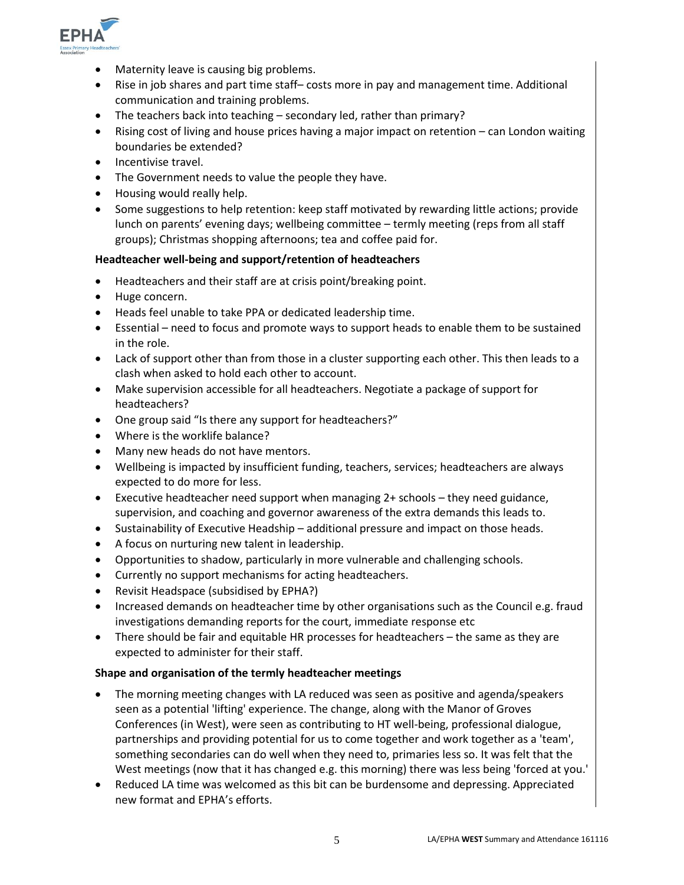- Maternity leave is causing big problems.
- Rise in job shares and part time staff– costs more in pay and management time. Additional communication and training problems.
- The teachers back into teaching – secondary led, rather than primary?
- Rising cost of living and house prices having a major impact on retention – can London waiting boundaries be extended?
- Incentivise travel.
- The Government needs to value the people they have.
- Housing would really help.
- Some suggestions to help retention: keep staff motivated by rewarding little actions; provide lunch on parents' evening days; wellbeing committee – termly meeting (reps from all staff groups); Christmas shopping afternoons; tea and coffee paid for.

**Headteacher well-being and support/retention of headteachers**

- Headteachers and their staff are at crisis point/breaking point.
- Huge concern.
- Heads feel unable to take PPA or dedicated leadership time.
- Essential – need to focus and promote ways to support heads to enable them to be sustained in the role.
- Lack of support other than from those in a cluster supporting each other. This then leads to a clash when asked to hold each other to account.
- Make supervision accessible for all headteachers. Negotiate a package of support for headteachers?
- One group said "Is there any support for headteachers?"
- Where is the worklife balance?
- Many new heads do not have mentors.
- Wellbeing is impacted by insufficient funding, teachers, services; headteachers are always expected to do more for less.
- Executive headteacher need support when managing 2+ schools – they need guidance, supervision, and coaching and governor awareness of the extra demands this leads to.
- Sustainability of Executive Headship – additional pressure and impact on those heads.
- A focus on nurturing new talent in leadership.
- Opportunities to shadow, particularly in more vulnerable and challenging schools.
- Currently no support mechanisms for acting headteachers.
- Revisit Headspace (subsidised by EPHA?)
- Increased demands on headteacher time by other organisations such as the Council e.g. fraud investigations demanding reports for the court, immediate response etc
- There should be fair and equitable HR processes for headteachers – the same as they are expected to administer for their staff.

**Shape and organisation of the termly headteacher meetings**

- The morning meeting changes with LA reduced was seen as positive and agenda/speakers seen as a potential 'lifting' experience. The change, along with the Manor of Groves Conferences (in West), were seen as contributing to HT well-being, professional dialogue, partnerships and providing potential for us to come together and work together as a 'team', something secondaries can do well when they need to, primaries less so. It was felt that the West meetings (now that it has changed e.g. this morning) there was less being 'forced at you.'
- Reduced LA time was welcomed as this bit can be burdensome and depressing. Appreciated new format and EPHA's efforts.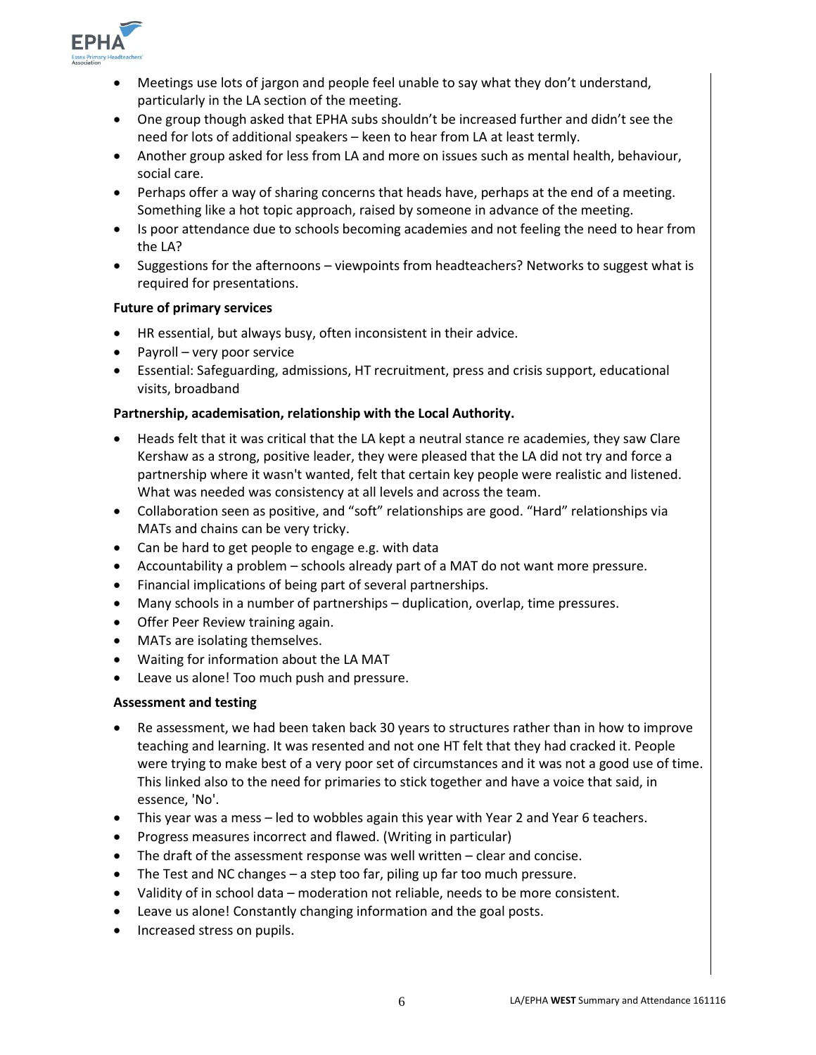- Meetings use lots of jargon and people feel unable to say what they don't understand, particularly in the LA section of the meeting.
- One group though asked that EPHA subs shouldn't be increased further and didn't see the need for lots of additional speakers – keen to hear from LA at least termly.
- Another group asked for less from LA and more on issues such as mental health, behaviour, social care.
- Perhaps offer a way of sharing concerns that heads have, perhaps at the end of a meeting. Something like a hot topic approach, raised by someone in advance of the meeting.
- Is poor attendance due to schools becoming academies and not feeling the need to hear from the LA?
- Suggestions for the afternoons – viewpoints from headteachers? Networks to suggest what is required for presentations.

**Future of primary services**

- HR essential, but always busy, often inconsistent in their advice.
- Payroll – very poor service
- Essential: Safeguarding, admissions, HT recruitment, press and crisis support, educational visits, broadband

**Partnership, academisation, relationship with the Local Authority.**

- Heads felt that it was critical that the LA kept a neutral stance re academies, they saw Clare Kershaw as a strong, positive leader, they were pleased that the LA did not try and force a partnership where it wasn't wanted, felt that certain key people were realistic and listened. What was needed was consistency at all levels and across the team.
- Collaboration seen as positive, and "soft" relationships are good. "Hard" relationships via MATs and chains can be very tricky.
- Can be hard to get people to engage e.g. with data
- Accountability a problem – schools already part of a MAT do not want more pressure.
- Financial implications of being part of several partnerships.
- Many schools in a number of partnerships – duplication, overlap, time pressures.
- Offer Peer Review training again.
- MATs are isolating themselves.
- Waiting for information about the LA MAT
- Leave us alone! Too much push and pressure.

**Assessment and testing**

- Re assessment, we had been taken back 30 years to structures rather than in how to improve teaching and learning. It was resented and not one HT felt that they had cracked it. People were trying to make best of a very poor set of circumstances and it was not a good use of time. This linked also to the need for primaries to stick together and have a voice that said, in essence, 'No'.
- This year was a mess – led to wobbles again this year with Year 2 and Year 6 teachers.
- Progress measures incorrect and flawed. (Writing in particular)
- The draft of the assessment response was well written – clear and concise.
- The Test and NC changes – a step too far, piling up far too much pressure.
- Validity of in school data – moderation not reliable, needs to be more consistent.
- Leave us alone! Constantly changing information and the goal posts.
- Increased stress on pupils.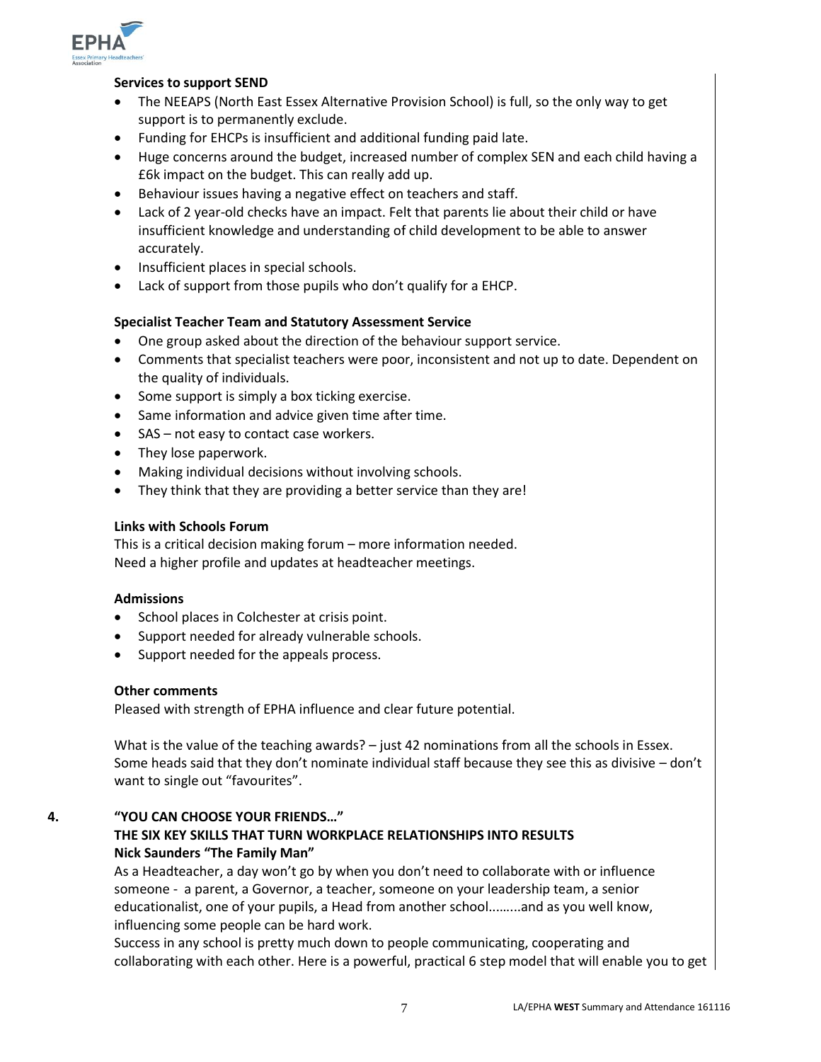**Services to support SEND**

- The NEEAPS (North East Essex Alternative Provision School) is full, so the only way to get support is to permanently exclude.
- Funding for EHCPs is insufficient and additional funding paid late.
- Huge concerns around the budget, increased number of complex SEN and each child having a £6k impact on the budget. This can really add up.
- Behaviour issues having a negative effect on teachers and staff.
- Lack of 2 year-old checks have an impact. Felt that parents lie about their child or have insufficient knowledge and understanding of child development to be able to answer accurately.
- Insufficient places in special schools.
- Lack of support from those pupils who don't qualify for a EHCP.

**Specialist Teacher Team and Statutory Assessment Service**

- One group asked about the direction of the behaviour support service.
- Comments that specialist teachers were poor, inconsistent and not up to date. Dependent on the quality of individuals.
- Some support is simply a box ticking exercise.
- Same information and advice given time after time.
- SAS – not easy to contact case workers.
- They lose paperwork.
- Making individual decisions without involving schools.
- They think that they are providing a better service than they are!

**Links with Schools Forum**

This is a critical decision making forum – more information needed.
Need a higher profile and updates at headteacher meetings.

**Admissions**

- School places in Colchester at crisis point.
- Support needed for already vulnerable schools.
- Support needed for the appeals process.

**Other comments**

Pleased with strength of EPHA influence and clear future potential.

What is the value of the teaching awards? – just 42 nominations from all the schools in Essex. Some heads said that they don't nominate individual staff because they see this as divisive – don't want to single out "favourites".

## 4. "YOU CAN CHOOSE YOUR FRIENDS…" THE SIX KEY SKILLS THAT TURN WORKPLACE RELATIONSHIPS INTO RESULTS

**Nick Saunders "The Family Man"**

As a Headteacher, a day won't go by when you don't need to collaborate with or influence someone - a parent, a Governor, a teacher, someone on your leadership team, a senior educationalist, one of your pupils, a Head from another school.........and as you well know, influencing some people can be hard work.
Success in any school is pretty much down to people communicating, cooperating and collaborating with each other. Here is a powerful, practical 6 step model that will enable you to get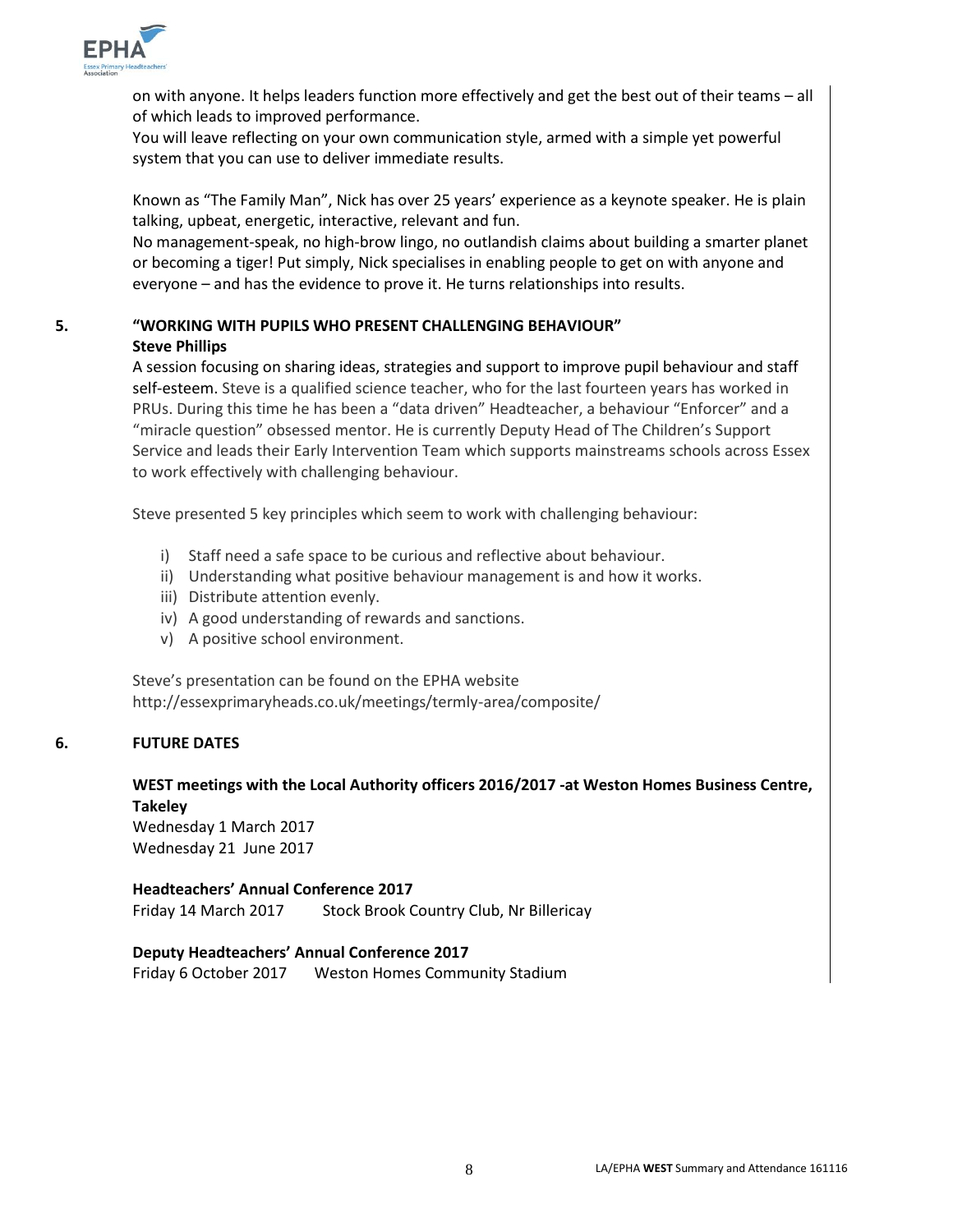on with anyone. It helps leaders function more effectively and get the best out of their teams – all of which leads to improved performance.
You will leave reflecting on your own communication style, armed with a simple yet powerful system that you can use to deliver immediate results.

Known as "The Family Man", Nick has over 25 years' experience as a keynote speaker. He is plain talking, upbeat, energetic, interactive, relevant and fun.
No management-speak, no high-brow lingo, no outlandish claims about building a smarter planet or becoming a tiger! Put simply, Nick specialises in enabling people to get on with anyone and everyone – and has the evidence to prove it. He turns relationships into results.

## 5. "WORKING WITH PUPILS WHO PRESENT CHALLENGING BEHAVIOUR"

**Steve Phillips**

A session focusing on sharing ideas, strategies and support to improve pupil behaviour and staff self-esteem. Steve is a qualified science teacher, who for the last fourteen years has worked in PRUs. During this time he has been a "data driven" Headteacher, a behaviour "Enforcer" and a "miracle question" obsessed mentor. He is currently Deputy Head of The Children's Support Service and leads their Early Intervention Team which supports mainstreams schools across Essex to work effectively with challenging behaviour.

Steve presented 5 key principles which seem to work with challenging behaviour:

i) Staff need a safe space to be curious and reflective about behaviour.
ii) Understanding what positive behaviour management is and how it works.
iii) Distribute attention evenly.
iv) A good understanding of rewards and sanctions.
v) A positive school environment.

Steve's presentation can be found on the EPHA website
http://essexprimaryheads.co.uk/meetings/termly-area/composite/

## 6. FUTURE DATES

**WEST meetings with the Local Authority officers 2016/2017 -at Weston Homes Business Centre, Takeley**

Wednesday 1 March 2017
Wednesday 21 June 2017

**Headteachers' Annual Conference 2017**

Friday 14 March 2017 Stock Brook Country Club, Nr Billericay

**Deputy Headteachers' Annual Conference 2017**

Friday 6 October 2017 Weston Homes Community Stadium